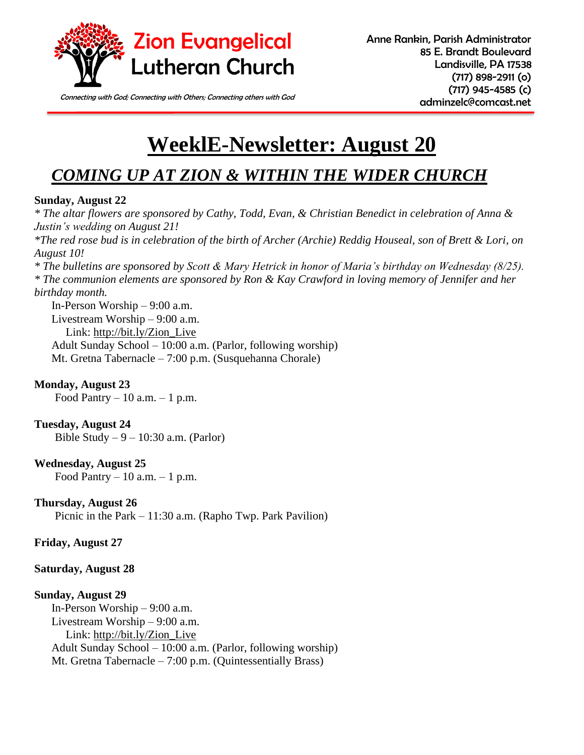# Zion Evangelical Lutheran Church

*Connecting with God; Connecting with Others; Connecting others with God*

Anne Rankin, Parish Administrator
85 E. Brandt Boulevard
Landisville, PA 17538
(717) 898-2911 (o)
(717) 945-4585 (c)
adminzelc@comcast.net

# WeeklE-Newsletter: August 20

## *COMING UP AT ZION & WITHIN THE WIDER CHURCH*

**Sunday, August 22**

*\* The altar flowers are sponsored by Cathy, Todd, Evan, & Christian Benedict in celebration of Anna & Justin's wedding on August 21!*

*\*The red rose bud is in celebration of the birth of Archer (Archie) Reddig Houseal, son of Brett & Lori, on August 10!*

*\* The bulletins are sponsored by Scott & Mary Hetrick in honor of Maria's birthday on Wednesday (8/25).*

*\* The communion elements are sponsored by Ron & Kay Crawford in loving memory of Jennifer and her birthday month.*

In-Person Worship – 9:00 a.m.
Livestream Worship – 9:00 a.m.
Link: http://bit.ly/Zion_Live
Adult Sunday School – 10:00 a.m. (Parlor, following worship)
Mt. Gretna Tabernacle – 7:00 p.m. (Susquehanna Chorale)

**Monday, August 23**

Food Pantry – 10 a.m. – 1 p.m.

**Tuesday, August 24**

Bible Study – 9 – 10:30 a.m. (Parlor)

**Wednesday, August 25**

Food Pantry – 10 a.m. – 1 p.m.

**Thursday, August 26**

Picnic in the Park – 11:30 a.m. (Rapho Twp. Park Pavilion)

**Friday, August 27**

**Saturday, August 28**

**Sunday, August 29**

In-Person Worship – 9:00 a.m.
Livestream Worship – 9:00 a.m.
Link: http://bit.ly/Zion_Live
Adult Sunday School – 10:00 a.m. (Parlor, following worship)
Mt. Gretna Tabernacle – 7:00 p.m. (Quintessentially Brass)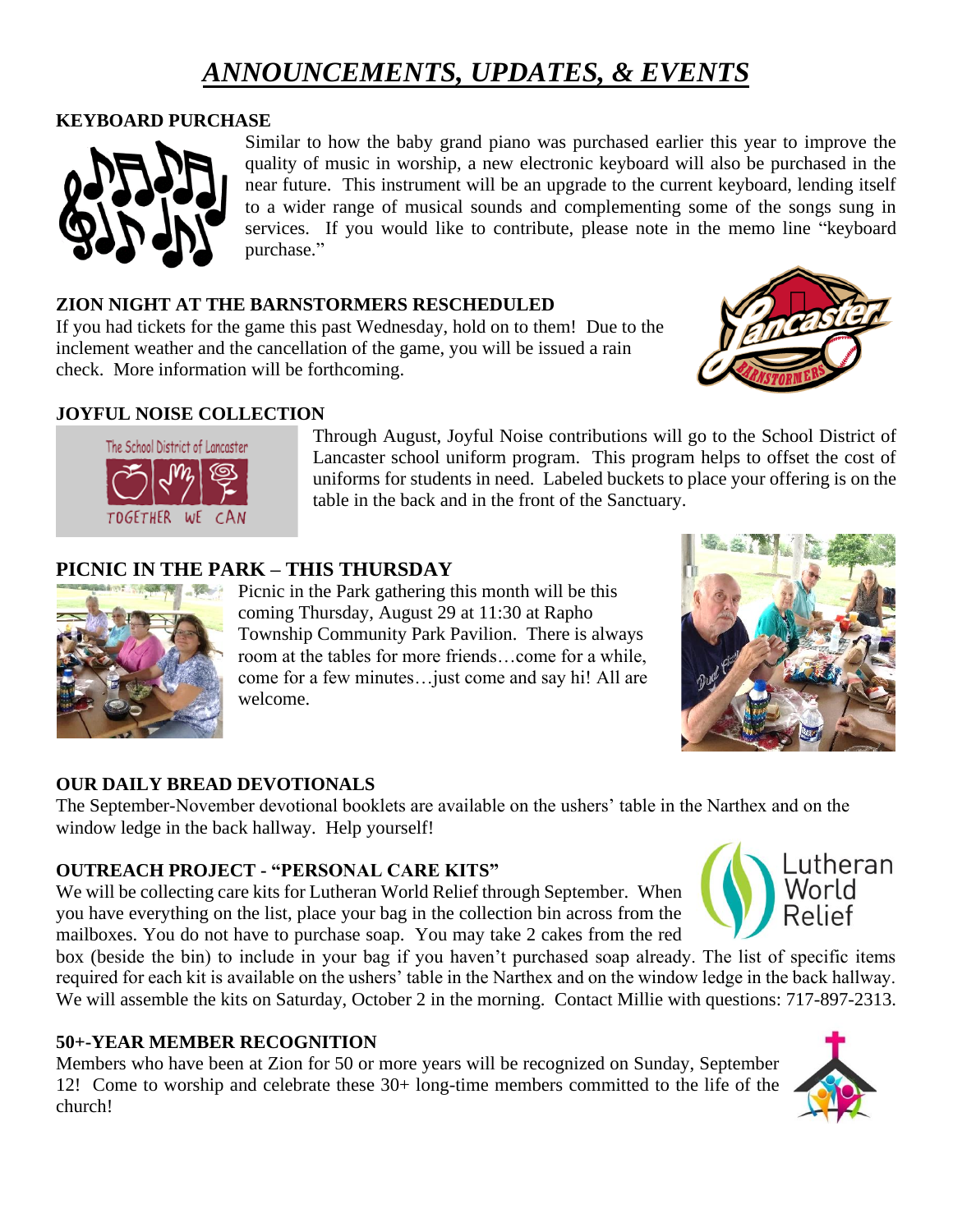# *ANNOUNCEMENTS, UPDATES, & EVENTS*

**KEYBOARD PURCHASE**

Similar to how the baby grand piano was purchased earlier this year to improve the quality of music in worship, a new electronic keyboard will also be purchased in the near future. This instrument will be an upgrade to the current keyboard, lending itself to a wider range of musical sounds and complementing some of the songs sung in services. If you would like to contribute, please note in the memo line "keyboard purchase."

**ZION NIGHT AT THE BARNSTORMERS RESCHEDULED**

If you had tickets for the game this past Wednesday, hold on to them! Due to the inclement weather and the cancellation of the game, you will be issued a rain check. More information will be forthcoming.

**JOYFUL NOISE COLLECTION**

Through August, Joyful Noise contributions will go to the School District of Lancaster school uniform program. This program helps to offset the cost of uniforms for students in need. Labeled buckets to place your offering is on the table in the back and in the front of the Sanctuary.

**PICNIC IN THE PARK – THIS THURSDAY**

Picnic in the Park gathering this month will be this coming Thursday, August 29 at 11:30 at Rapho Township Community Park Pavilion. There is always room at the tables for more friends…come for a while, come for a few minutes…just come and say hi! All are welcome.

**OUR DAILY BREAD DEVOTIONALS**

The September-November devotional booklets are available on the ushers' table in the Narthex and on the window ledge in the back hallway. Help yourself!

**OUTREACH PROJECT - "PERSONAL CARE KITS"**

We will be collecting care kits for Lutheran World Relief through September. When you have everything on the list, place your bag in the collection bin across from the mailboxes. You do not have to purchase soap. You may take 2 cakes from the red box (beside the bin) to include in your bag if you haven't purchased soap already. The list of specific items required for each kit is available on the ushers' table in the Narthex and on the window ledge in the back hallway. We will assemble the kits on Saturday, October 2 in the morning. Contact Millie with questions: 717-897-2313.

**50+-YEAR MEMBER RECOGNITION**

Members who have been at Zion for 50 or more years will be recognized on Sunday, September 12! Come to worship and celebrate these 30+ long-time members committed to the life of the church!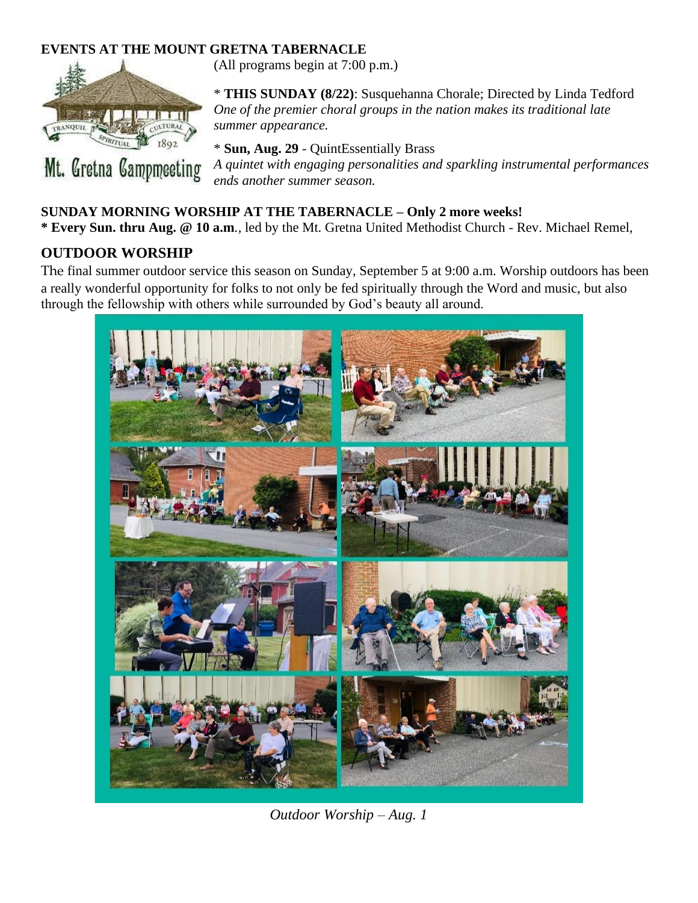**EVENTS AT THE MOUNT GRETNA TABERNACLE**

(All programs begin at 7:00 p.m.)

\* **THIS SUNDAY (8/22)**: Susquehanna Chorale; Directed by Linda Tedford
*One of the premier choral groups in the nation makes its traditional late summer appearance.*

\* **Sun, Aug. 29** - QuintEssentially Brass
*A quintet with engaging personalities and sparkling instrumental performances ends another summer season.*

**SUNDAY MORNING WORSHIP AT THE TABERNACLE – Only 2 more weeks!**
**\* Every Sun. thru Aug. @ 10 a.m.**, led by the Mt. Gretna United Methodist Church - Rev. Michael Remel,

## OUTDOOR WORSHIP

The final summer outdoor service this season on Sunday, September 5 at 9:00 a.m. Worship outdoors has been a really wonderful opportunity for folks to not only be fed spiritually through the Word and music, but also through the fellowship with others while surrounded by God's beauty all around.

*Outdoor Worship – Aug. 1*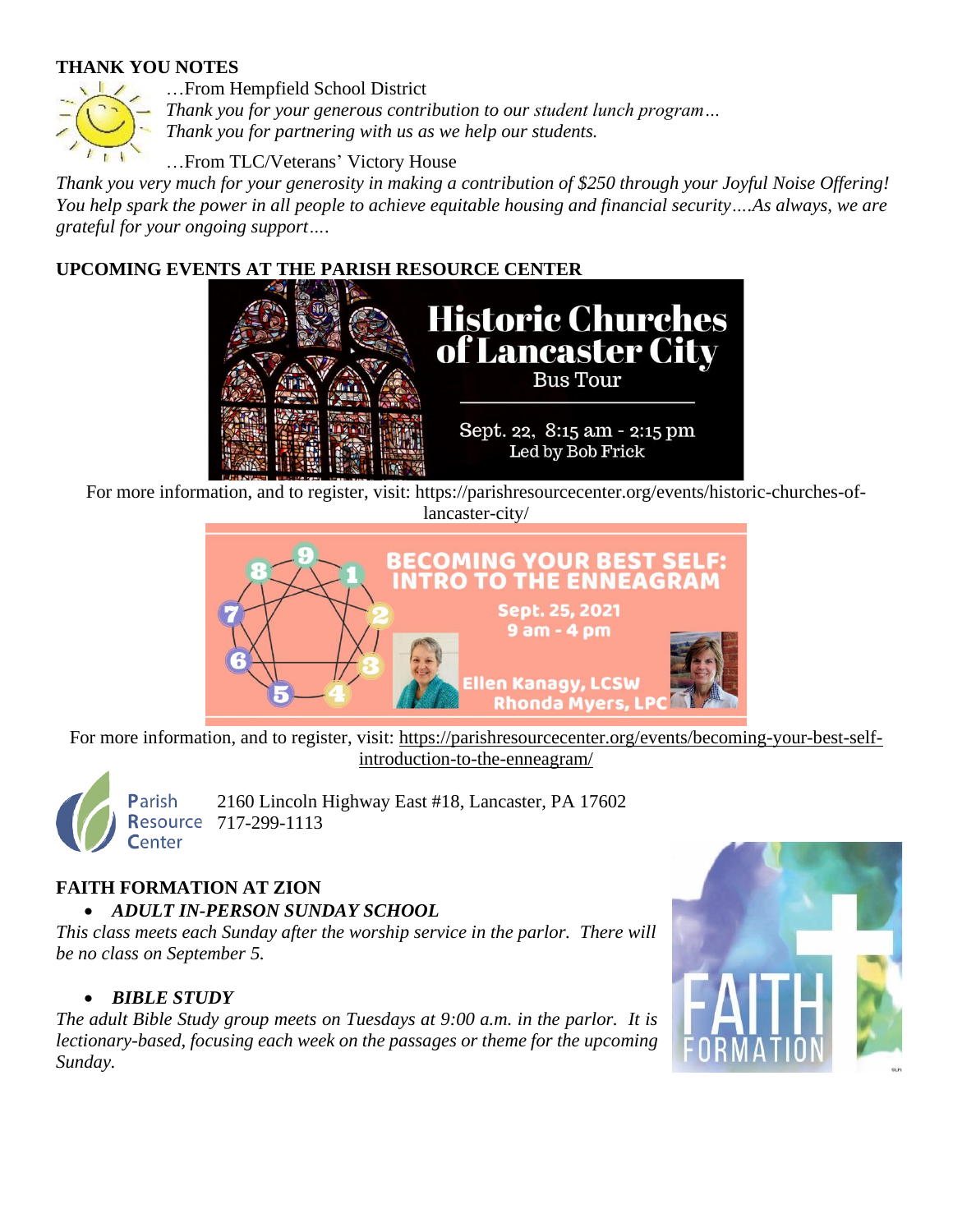**THANK YOU NOTES**

…From Hempfield School District

*Thank you for your generous contribution to our student lunch program… Thank you for partnering with us as we help our students.*

…From TLC/Veterans' Victory House

*Thank you very much for your generosity in making a contribution of $250 through your Joyful Noise Offering! You help spark the power in all people to achieve equitable housing and financial security….As always, we are grateful for your ongoing support….*

**UPCOMING EVENTS AT THE PARISH RESOURCE CENTER**

Historic Churches of Lancaster City
Bus Tour
Sept. 22, 8:15 am - 2:15 pm
Led by Bob Frick

For more information, and to register, visit: https://parishresourcecenter.org/events/historic-churches-of-lancaster-city/

BECOMING YOUR BEST SELF: INTRO TO THE ENNEAGRAM
Sept. 25, 2021
9 am - 4 pm
Ellen Kanagy, LCSW
Rhonda Myers, LPC

For more information, and to register, visit: https://parishresourcecenter.org/events/becoming-your-best-self-introduction-to-the-enneagram/

Parish Resource Center
2160 Lincoln Highway East #18, Lancaster, PA 17602
717-299-1113

**FAITH FORMATION AT ZION**

- ***ADULT IN-PERSON SUNDAY SCHOOL***

*This class meets each Sunday after the worship service in the parlor. There will be no class on September 5.*

- ***BIBLE STUDY***

*The adult Bible Study group meets on Tuesdays at 9:00 a.m. in the parlor. It is lectionary-based, focusing each week on the passages or theme for the upcoming Sunday.*

FAITH FORMATION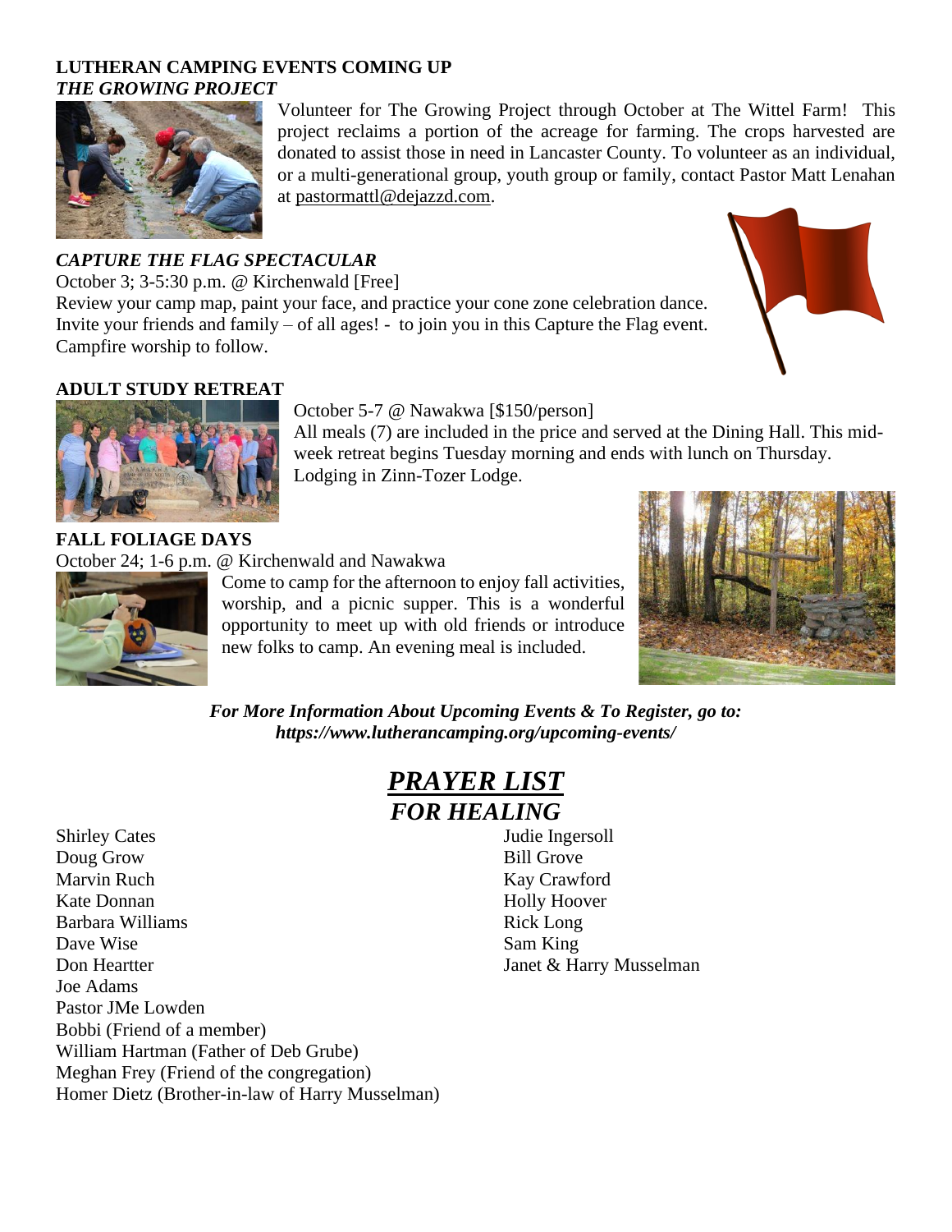## LUTHERAN CAMPING EVENTS COMING UP

### *THE GROWING PROJECT*

Volunteer for The Growing Project through October at The Wittel Farm! This project reclaims a portion of the acreage for farming. The crops harvested are donated to assist those in need in Lancaster County. To volunteer as an individual, or a multi-generational group, youth group or family, contact Pastor Matt Lenahan at pastormattl@dejazzd.com.

### *CAPTURE THE FLAG SPECTACULAR*

October 3; 3-5:30 p.m. @ Kirchenwald [Free]

Review your camp map, paint your face, and practice your cone zone celebration dance. Invite your friends and family – of all ages! - to join you in this Capture the Flag event. Campfire worship to follow.

### ADULT STUDY RETREAT

October 5-7 @ Nawakwa [$150/person]

All meals (7) are included in the price and served at the Dining Hall. This mid-week retreat begins Tuesday morning and ends with lunch on Thursday. Lodging in Zinn-Tozer Lodge.

### FALL FOLIAGE DAYS

October 24; 1-6 p.m. @ Kirchenwald and Nawakwa

Come to camp for the afternoon to enjoy fall activities, worship, and a picnic supper. This is a wonderful opportunity to meet up with old friends or introduce new folks to camp. An evening meal is included.

***For More Information About Upcoming Events & To Register, go to:***
***https://www.lutherancamping.org/upcoming-events/***

# ***PRAYER LIST***
## ***FOR HEALING***

Shirley Cates
Doug Grow
Marvin Ruch
Kate Donnan
Barbara Williams
Dave Wise
Don Heartter
Joe Adams
Pastor JMe Lowden
Bobbi (Friend of a member)
William Hartman (Father of Deb Grube)
Meghan Frey (Friend of the congregation)
Homer Dietz (Brother-in-law of Harry Musselman)
Judie Ingersoll
Bill Grove
Kay Crawford
Holly Hoover
Rick Long
Sam King
Janet & Harry Musselman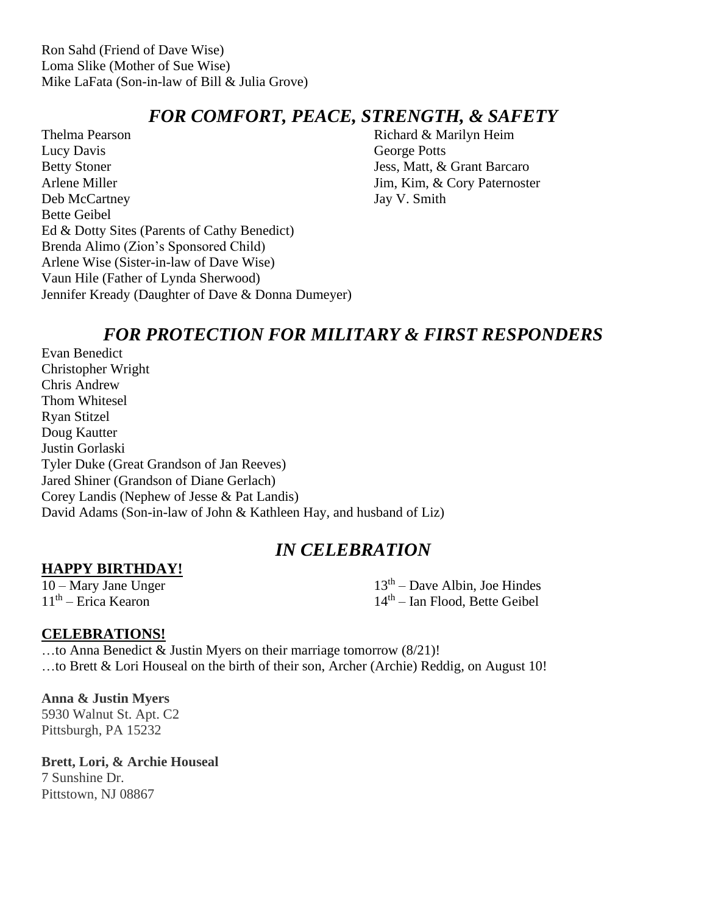Ron Sahd (Friend of Dave Wise)
Loma Slike (Mother of Sue Wise)
Mike LaFata (Son-in-law of Bill & Julia Grove)

## *FOR COMFORT, PEACE, STRENGTH, & SAFETY*

Thelma Pearson
Lucy Davis
Betty Stoner
Arlene Miller
Deb McCartney
Bette Geibel
Ed & Dotty Sites (Parents of Cathy Benedict)
Brenda Alimo (Zion's Sponsored Child)
Arlene Wise (Sister-in-law of Dave Wise)
Vaun Hile (Father of Lynda Sherwood)
Jennifer Kready (Daughter of Dave & Donna Dumeyer)
Richard & Marilyn Heim
George Potts
Jess, Matt, & Grant Barcaro
Jim, Kim, & Cory Paternoster
Jay V. Smith

## *FOR PROTECTION FOR MILITARY & FIRST RESPONDERS*

Evan Benedict
Christopher Wright
Chris Andrew
Thom Whitesel
Ryan Stitzel
Doug Kautter
Justin Gorlaski
Tyler Duke (Great Grandson of Jan Reeves)
Jared Shiner (Grandson of Diane Gerlach)
Corey Landis (Nephew of Jesse & Pat Landis)
David Adams (Son-in-law of John & Kathleen Hay, and husband of Liz)

## *IN CELEBRATION*

**HAPPY BIRTHDAY!**

10 – Mary Jane Unger
11th – Erica Kearon
13th – Dave Albin, Joe Hindes
14th – Ian Flood, Bette Geibel

**CELEBRATIONS!**

…to Anna Benedict & Justin Myers on their marriage tomorrow (8/21)!
…to Brett & Lori Houseal on the birth of their son, Archer (Archie) Reddig, on August 10!

**Anna & Justin Myers**
5930 Walnut St. Apt. C2
Pittsburgh, PA 15232

**Brett, Lori, & Archie Houseal**
7 Sunshine Dr.
Pittstown, NJ 08867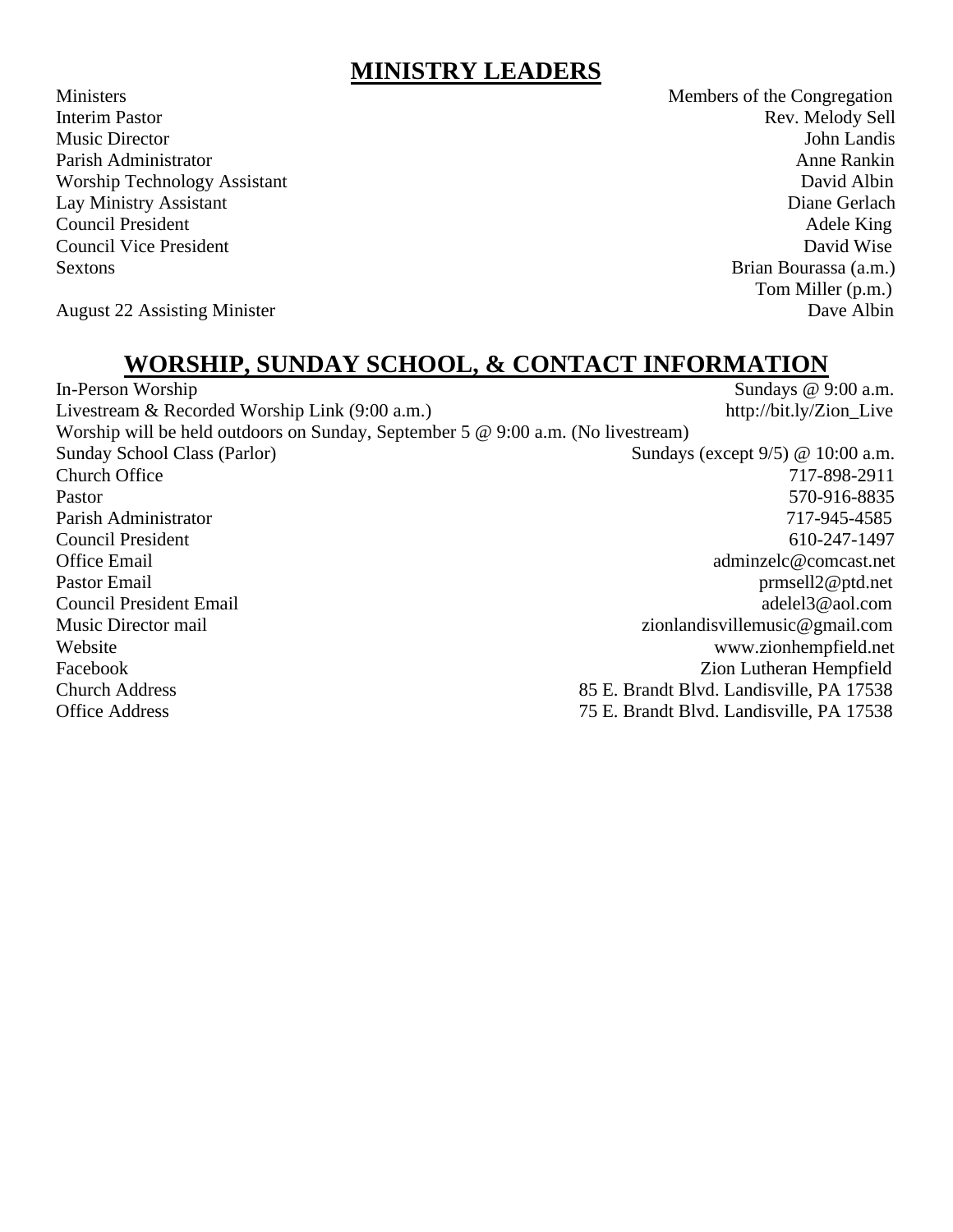## MINISTRY LEADERS

| | |
|---|---|
| Ministers | Members of the Congregation |
| Interim Pastor | Rev. Melody Sell |
| Music Director | John Landis |
| Parish Administrator | Anne Rankin |
| Worship Technology Assistant | David Albin |
| Lay Ministry Assistant | Diane Gerlach |
| Council President | Adele King |
| Council Vice President | David Wise |
| Sextons | Brian Bourassa (a.m.) |
| | Tom Miller (p.m.) |
| August 22 Assisting Minister | Dave Albin |

## WORSHIP, SUNDAY SCHOOL, & CONTACT INFORMATION

| | |
|---|---|
| In-Person Worship | Sundays @ 9:00 a.m. |
| Livestream & Recorded Worship Link (9:00 a.m.) | http://bit.ly/Zion_Live |

Worship will be held outdoors on Sunday, September 5 @ 9:00 a.m. (No livestream)

| | |
|---|---|
| Sunday School Class (Parlor) | Sundays (except 9/5) @ 10:00 a.m. |
| Church Office | 717-898-2911 |
| Pastor | 570-916-8835 |
| Parish Administrator | 717-945-4585 |
| Council President | 610-247-1497 |
| Office Email | adminzelc@comcast.net |
| Pastor Email | prmsell2@ptd.net |
| Council President Email | adelel3@aol.com |
| Music Director mail | zionlandisvillemusic@gmail.com |
| Website | www.zionhempfield.net |
| Facebook | Zion Lutheran Hempfield |
| Church Address | 85 E. Brandt Blvd. Landisville, PA 17538 |
| Office Address | 75 E. Brandt Blvd. Landisville, PA 17538 |